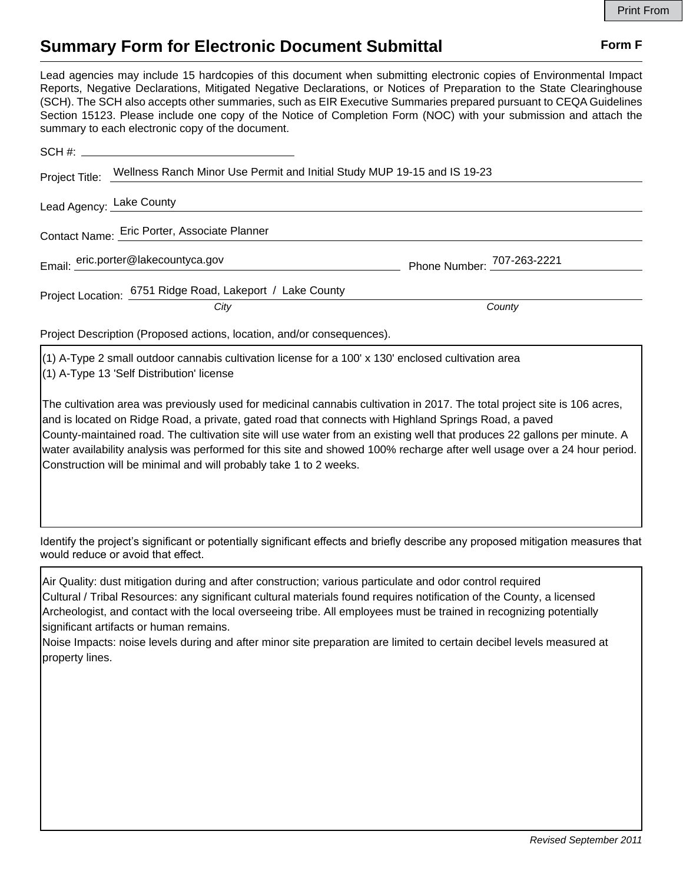# Summary Form for Electronic Document Submittal

**Form F**

Lead agencies may include 15 hardcopies of this document when submitting electronic copies of Environmental Impact Reports, Negative Declarations, Mitigated Negative Declarations, or Notices of Preparation to the State Clearinghouse (SCH). The SCH also accepts other summaries, such as EIR Executive Summaries prepared pursuant to CEQA Guidelines Section 15123. Please include one copy of the Notice of Completion Form (NOC) with your submission and attach the summary to each electronic copy of the document.

SCH #: 

Project Title: Wellness Ranch Minor Use Permit and Initial Study MUP 19-15 and IS 19-23

Lead Agency: Lake County

Contact Name: Eric Porter, Associate Planner

Email: eric.porter@lakecountyca.gov  Phone Number: 707-263-2221

Project Location: 6751 Ridge Road, Lakeport / Lake County
*City* *County*

Project Description (Proposed actions, location, and/or consequences).

(1) A-Type 2 small outdoor cannabis cultivation license for a 100' x 130' enclosed cultivation area
(1) A-Type 13 'Self Distribution' license

The cultivation area was previously used for medicinal cannabis cultivation in 2017. The total project site is 106 acres, and is located on Ridge Road, a private, gated road that connects with Highland Springs Road, a paved County-maintained road. The cultivation site will use water from an existing well that produces 22 gallons per minute. A water availability analysis was performed for this site and showed 100% recharge after well usage over a 24 hour period. Construction will be minimal and will probably take 1 to 2 weeks.

Identify the project's significant or potentially significant effects and briefly describe any proposed mitigation measures that would reduce or avoid that effect.

Air Quality: dust mitigation during and after construction; various particulate and odor control required
Cultural / Tribal Resources: any significant cultural materials found requires notification of the County, a licensed Archeologist, and contact with the local overseeing tribe. All employees must be trained in recognizing potentially significant artifacts or human remains.
Noise Impacts: noise levels during and after minor site preparation are limited to certain decibel levels measured at property lines.

*Revised September 2011*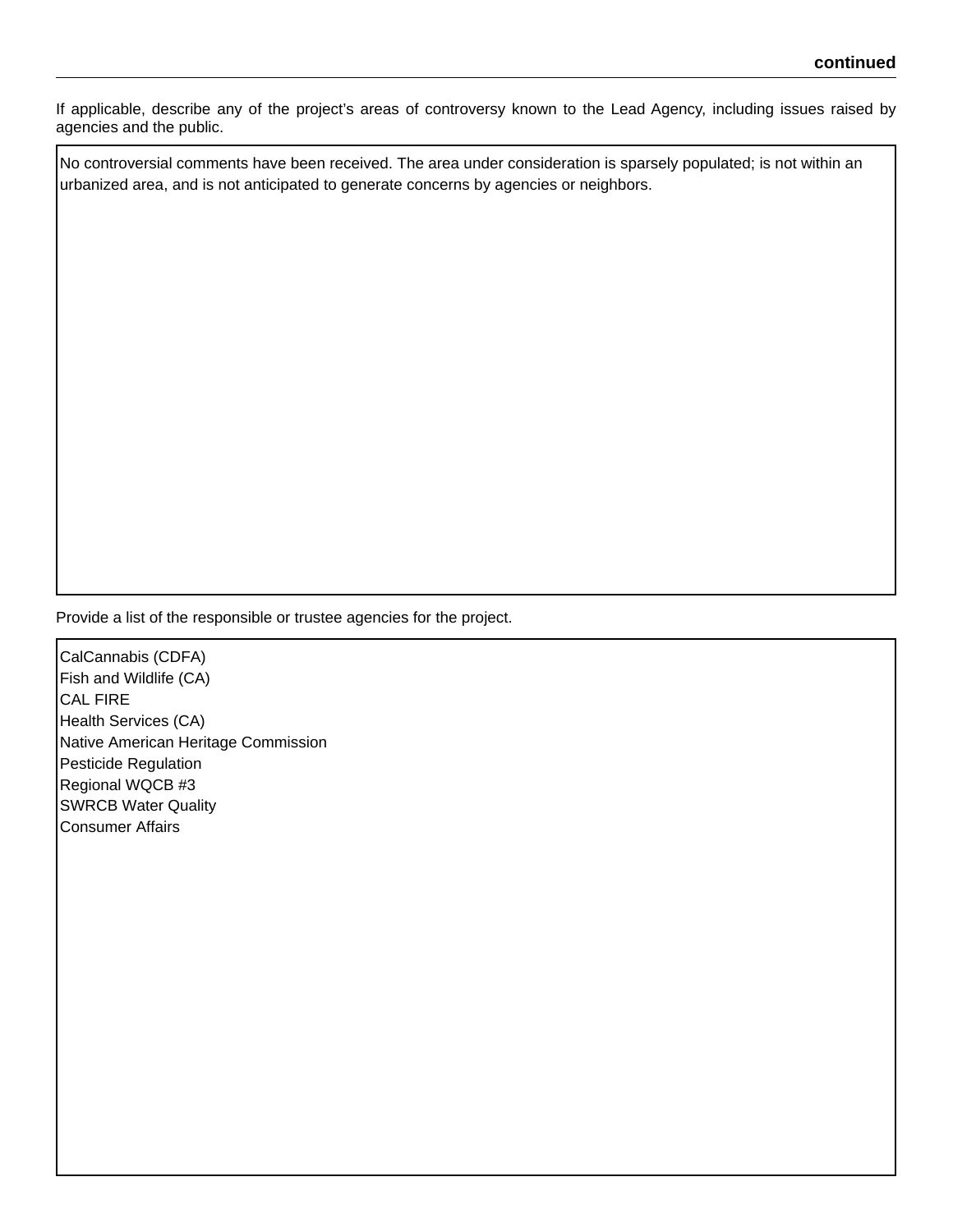**continued**

If applicable, describe any of the project's areas of controversy known to the Lead Agency, including issues raised by agencies and the public.

No controversial comments have been received. The area under consideration is sparsely populated; is not within an urbanized area, and is not anticipated to generate concerns by agencies or neighbors.

Provide a list of the responsible or trustee agencies for the project.

CalCannabis (CDFA)
Fish and Wildlife (CA)
CAL FIRE
Health Services (CA)
Native American Heritage Commission
Pesticide Regulation
Regional WQCB #3
SWRCB Water Quality
Consumer Affairs